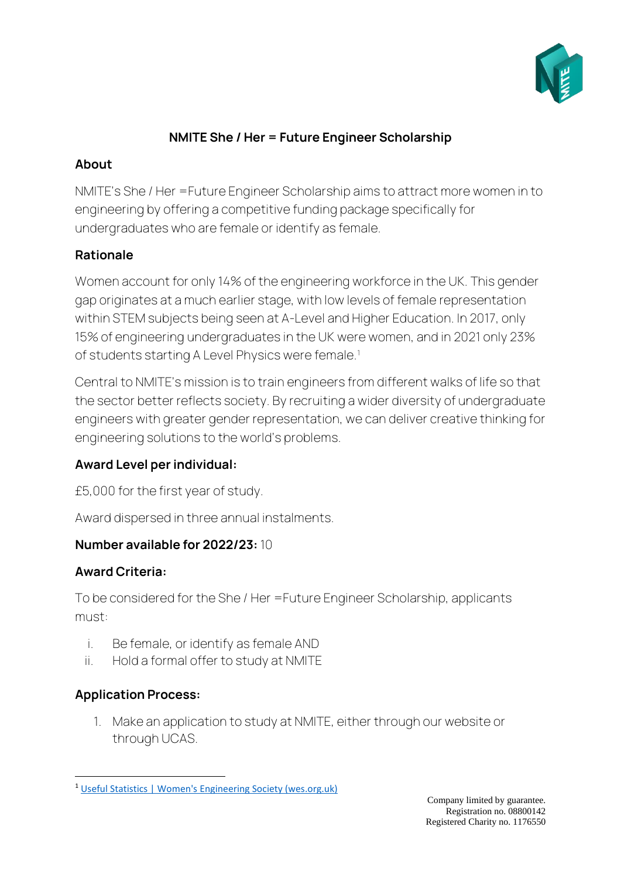# NMITE She / Her = Future Engineer Scholarship

## About

NMITE's She / Her =Future Engineer Scholarship aims to attract more women in to engineering by offering a competitive funding package specifically for undergraduates who are female or identify as female.

## Rationale

Women account for only 14% of the engineering workforce in the UK. This gender gap originates at a much earlier stage, with low levels of female representation within STEM subjects being seen at A-Level and Higher Education. In 2017, only 15% of engineering undergraduates in the UK were women, and in 2021 only 23% of students starting A Level Physics were female.[1]

Central to NMITE's mission is to train engineers from different walks of life so that the sector better reflects society. By recruiting a wider diversity of undergraduate engineers with greater gender representation, we can deliver creative thinking for engineering solutions to the world's problems.

## Award Level per individual:

£5,000 for the first year of study.

Award dispersed in three annual instalments.

**Number available for 2022/23:** 10

## Award Criteria:

To be considered for the She / Her =Future Engineer Scholarship, applicants must:

i. Be female, or identify as female AND
ii. Hold a formal offer to study at NMITE

## Application Process:

1. Make an application to study at NMITE, either through our website or through UCAS.

[1] Useful Statistics | Women's Engineering Society (wes.org.uk)

Company limited by guarantee.
Registration no. 08800142
Registered Charity no. 1176550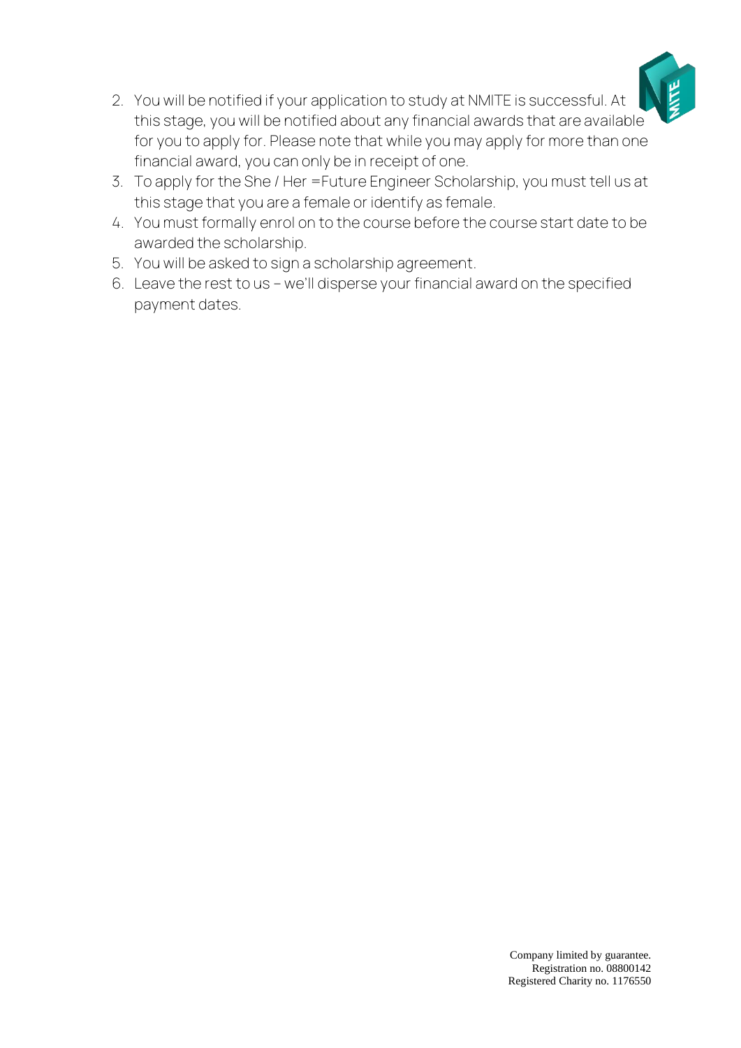2. You will be notified if your application to study at NMITE is successful. At this stage, you will be notified about any financial awards that are available for you to apply for. Please note that while you may apply for more than one financial award, you can only be in receipt of one.
3. To apply for the She / Her =Future Engineer Scholarship, you must tell us at this stage that you are a female or identify as female.
4. You must formally enrol on to the course before the course start date to be awarded the scholarship.
5. You will be asked to sign a scholarship agreement.
6. Leave the rest to us – we'll disperse your financial award on the specified payment dates.

Company limited by guarantee.
Registration no. 08800142
Registered Charity no. 1176550